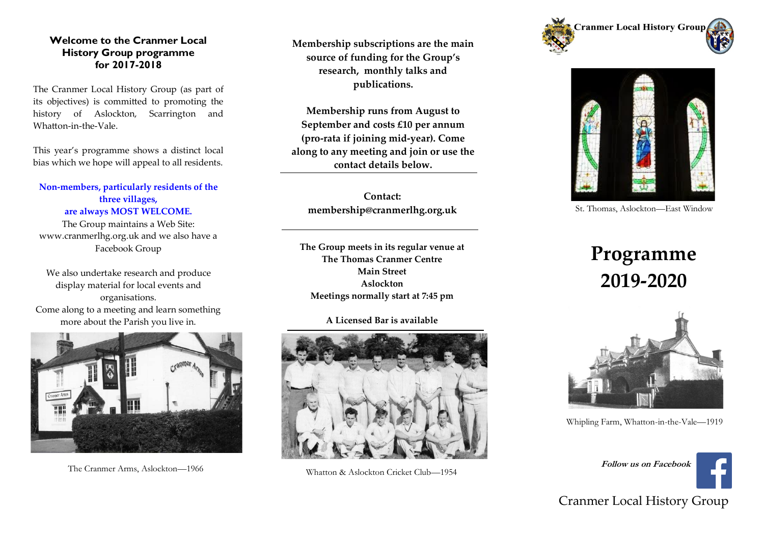### Welcome to the Cranmer Local History Group programme for 2017-2018

The Cranmer Local History Group (as part of its objectives) is committed to promoting the history of Aslockton, Scarrington and Whatton-in-the-Vale.

This year's programme shows a distinct local bias which we hope will appeal to all residents.

**Non-members, particularly residents of the three villages, are always MOST WELCOME.**

The Group maintains a Web Site: www.cranmerlhg.org.uk and we also have a Facebook Group

We also undertake research and produce display material for local events and organisations.

Come along to a meeting and learn something more about the Parish you live in.

The Cranmer Arms, Aslockton—1966

**Membership subscriptions are the main source of funding for the Group's research, monthly talks and publications.**

**Membership runs from August to September and costs £10 per annum (pro-rata if joining mid-year). Come along to any meeting and join or use the contact details below.**

**Contact:**
**membership@cranmerlhg.org.uk**

**The Group meets in its regular venue at**
**The Thomas Cranmer Centre**
**Main Street**
**Aslockton**
**Meetings normally start at 7:45 pm**

**A Licensed Bar is available**

Whatton & Aslockton Cricket Club—1954

**Cranmer Local History Group**

St. Thomas, Aslockton—East Window

# Programme 2019-2020

Whipling Farm, Whatton-in-the-Vale—1919

***Follow us on Facebook***

Cranmer Local History Group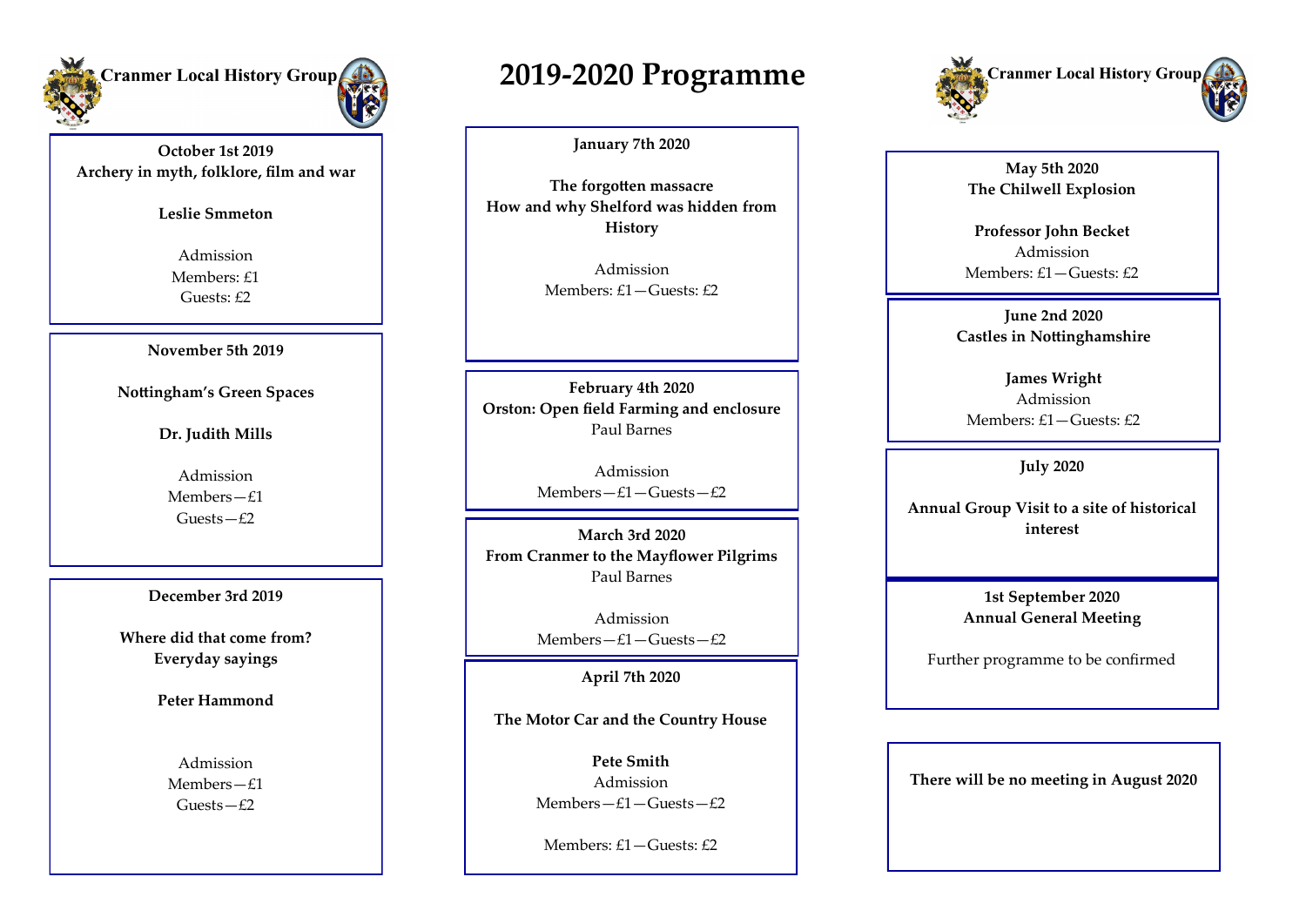Cranmer Local History Group

# 2019-2020 Programme

**October 1st 2019**
**Archery in myth, folklore, film and war**

**Leslie Smmeton**

Admission
Members: £1
Guests: £2

**November 5th 2019**

**Nottingham's Green Spaces**

**Dr. Judith Mills**

Admission
Members—£1
Guests—£2

**December 3rd 2019**

**Where did that come from?**
**Everyday sayings**

**Peter Hammond**

Admission
Members—£1
Guests—£2

**January 7th 2020**

**The forgotten massacre**
**How and why Shelford was hidden from History**

Admission
Members: £1—Guests: £2

**February 4th 2020**
**Orston: Open field Farming and enclosure**
Paul Barnes

Admission
Members—£1—Guests—£2

**March 3rd 2020**
**From Cranmer to the Mayflower Pilgrims**
Paul Barnes

Admission
Members—£1—Guests—£2

**April 7th 2020**

**The Motor Car and the Country House**

**Pete Smith**
Admission
Members—£1—Guests—£2

Members: £1—Guests: £2

Cranmer Local History Group

**May 5th 2020**
**The Chilwell Explosion**

**Professor John Becket**
Admission
Members: £1—Guests: £2

**June 2nd 2020**
**Castles in Nottinghamshire**

**James Wright**
Admission
Members: £1—Guests: £2

**July 2020**

**Annual Group Visit to a site of historical interest**

**1st September 2020**
**Annual General Meeting**

Further programme to be confirmed

**There will be no meeting in August 2020**